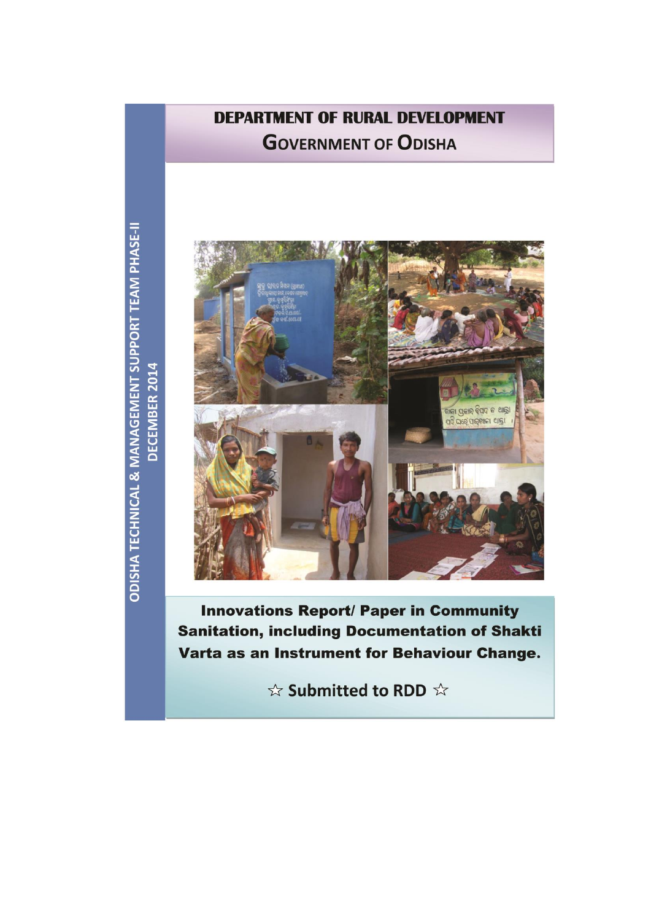# DEPARTMENT OF RURAL DEVELOPMENT

## GOVERNMENT OF ODISHA

ODISHA TECHNICAL & MANAGEMENT SUPPORT TEAM PHASE-II

DECEMBER 2014

**Innovations Report/ Paper in Community Sanitation, including Documentation of Shakti Varta as an Instrument for Behaviour Change.**

☆ Submitted to RDD ☆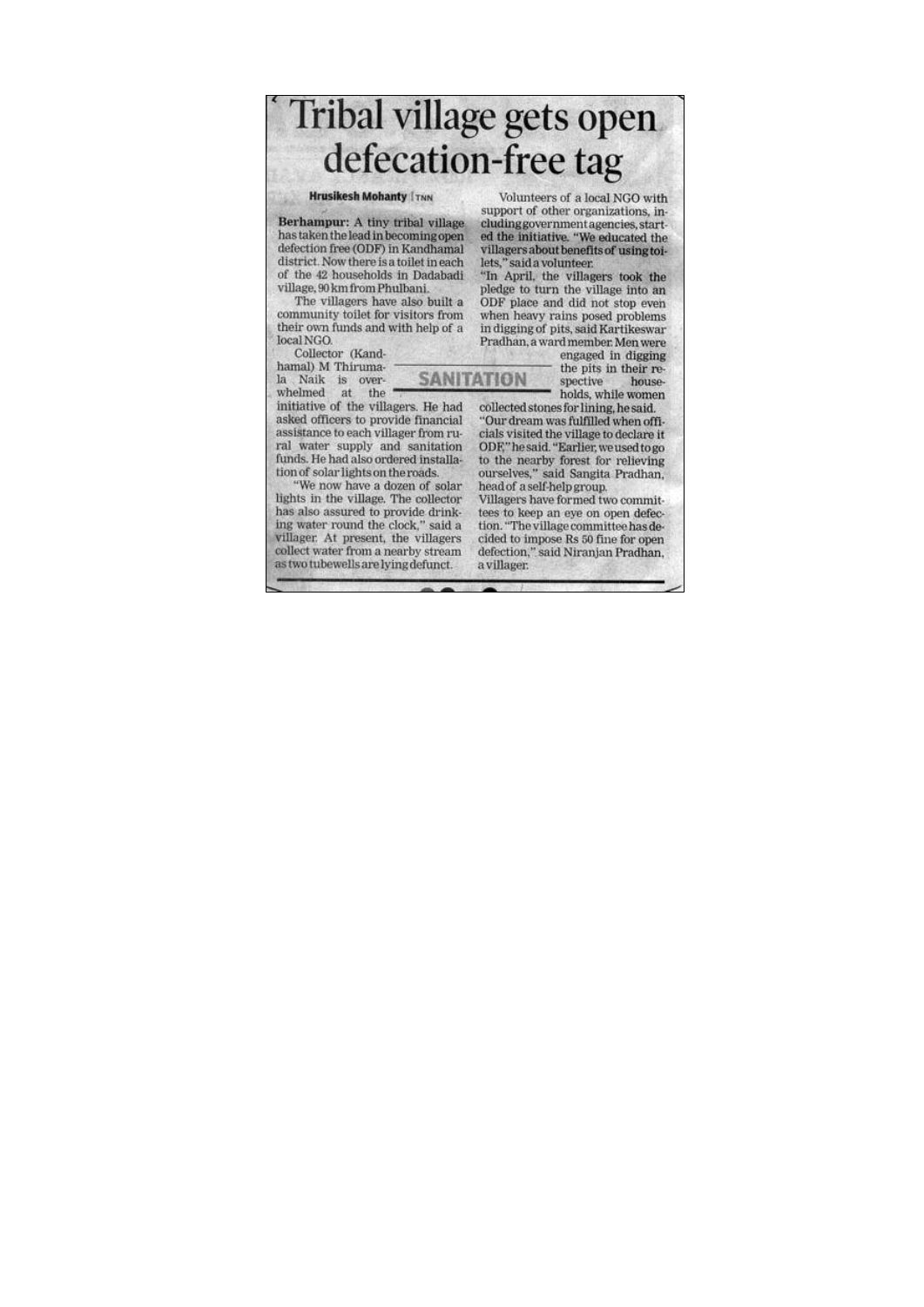# Tribal village gets open defecation-free tag

**Hrusikesh Mohanty** | TNN

**Berhampur:** A tiny tribal village has taken the lead in becoming open defection free (ODF) in Kandhamal district. Now there is a toilet in each of the 42 households in Dadabadi village, 90 km from Phulbani.

The villagers have also built a community toilet for visitors from their own funds and with help of a local NGO.

Collector (Kandhamal) M Thirumala Naik is overwhelmed at the initiative of the villagers. He had asked officers to provide financial assistance to each villager from rural water supply and sanitation funds. He had also ordered installation of solar lights on the roads.

"We now have a dozen of solar lights in the village. The collector has also assured to provide drinking water round the clock," said a villager. At present, the villagers collect water from a nearby stream as two tubewells are lying defunct.

**SANITATION**

Volunteers of a local NGO with support of other organizations, including government agencies, started the initiative. "We educated the villagers about benefits of using toilets," said a volunteer.

"In April, the villagers took the pledge to turn the village into an ODF place and did not stop even when heavy rains posed problems in digging of pits, said Kartikeswar Pradhan, a ward member. Men were engaged in digging the pits in their respective households, while women collected stones for lining, he said.

"Our dream was fulfilled when officials visited the village to declare it ODF," he said. "Earlier, we used to go to the nearby forest for relieving ourselves," said Sangita Pradhan, head of a self-help group.

Villagers have formed two committees to keep an eye on open defecation. "The village committee has decided to impose Rs 50 fine for open defection," said Niranjan Pradhan, a villager.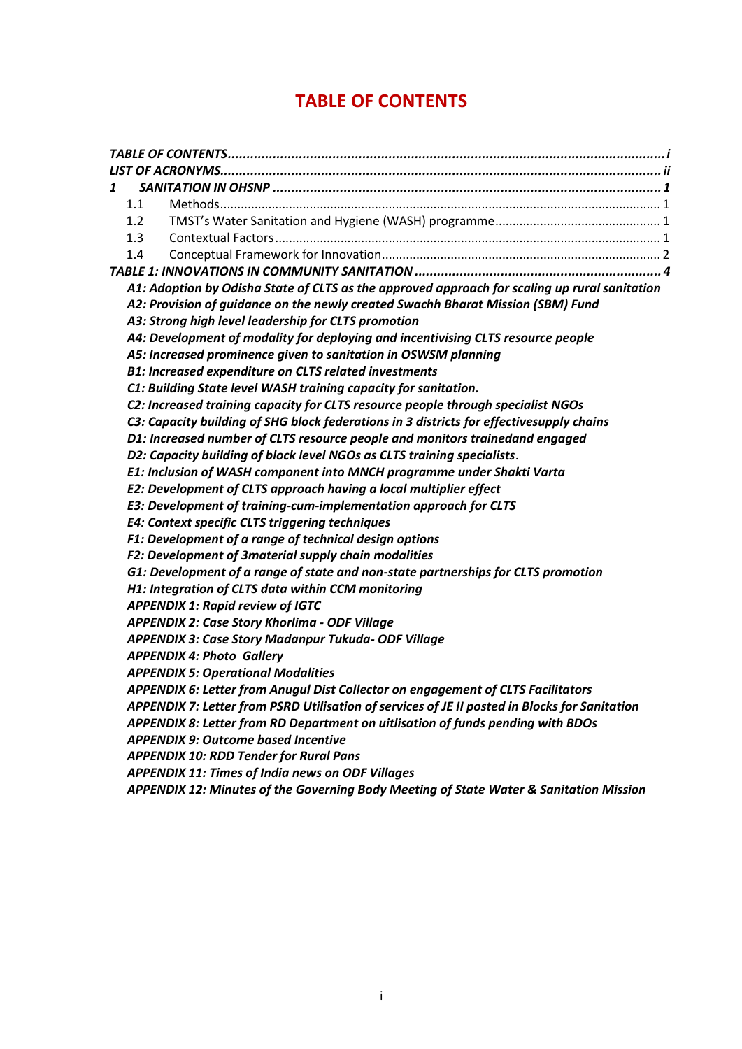# TABLE OF CONTENTS

*TABLE OF CONTENTS* .......... *i*
*LIST OF ACRONYMS* .......... *ii*
*1 SANITATION IN OHSNP* .......... *1*

- 1.1 Methods .......... 1
- 1.2 TMST's Water Sanitation and Hygiene (WASH) programme .......... 1
- 1.3 Contextual Factors .......... 1
- 1.4 Conceptual Framework for Innovation .......... 2

*TABLE 1: INNOVATIONS IN COMMUNITY SANITATION* .......... *4*

- *A1: Adoption by Odisha State of CLTS as the approved approach for scaling up rural sanitation*
- *A2: Provision of guidance on the newly created Swachh Bharat Mission (SBM) Fund*
- *A3: Strong high level leadership for CLTS promotion*
- *A4: Development of modality for deploying and incentivising CLTS resource people*
- *A5: Increased prominence given to sanitation in OSWSM planning*
- *B1: Increased expenditure on CLTS related investments*
- *C1: Building State level WASH training capacity for sanitation.*
- *C2: Increased training capacity for CLTS resource people through specialist NGOs*
- *C3: Capacity building of SHG block federations in 3 districts for effectivesupply chains*
- *D1: Increased number of CLTS resource people and monitors trainedand engaged*
- *D2: Capacity building of block level NGOs as CLTS training specialists.*
- *E1: Inclusion of WASH component into MNCH programme under Shakti Varta*
- *E2: Development of CLTS approach having a local multiplier effect*
- *E3: Development of training-cum-implementation approach for CLTS*
- *E4: Context specific CLTS triggering techniques*
- *F1: Development of a range of technical design options*
- *F2: Development of 3material supply chain modalities*
- *G1: Development of a range of state and non-state partnerships for CLTS promotion*
- *H1: Integration of CLTS data within CCM monitoring*
- *APPENDIX 1: Rapid review of IGTC*
- *APPENDIX 2: Case Story Khorlima - ODF Village*
- *APPENDIX 3: Case Story Madanpur Tukuda- ODF Village*
- *APPENDIX 4: Photo Gallery*
- *APPENDIX 5: Operational Modalities*
- *APPENDIX 6: Letter from Anugul Dist Collector on engagement of CLTS Facilitators*
- *APPENDIX 7: Letter from PSRD Utilisation of services of JE II posted in Blocks for Sanitation*
- *APPENDIX 8: Letter from RD Department on uitlisation of funds pending with BDOs*
- *APPENDIX 9: Outcome based Incentive*
- *APPENDIX 10: RDD Tender for Rural Pans*
- *APPENDIX 11: Times of India news on ODF Villages*
- *APPENDIX 12: Minutes of the Governing Body Meeting of State Water & Sanitation Mission*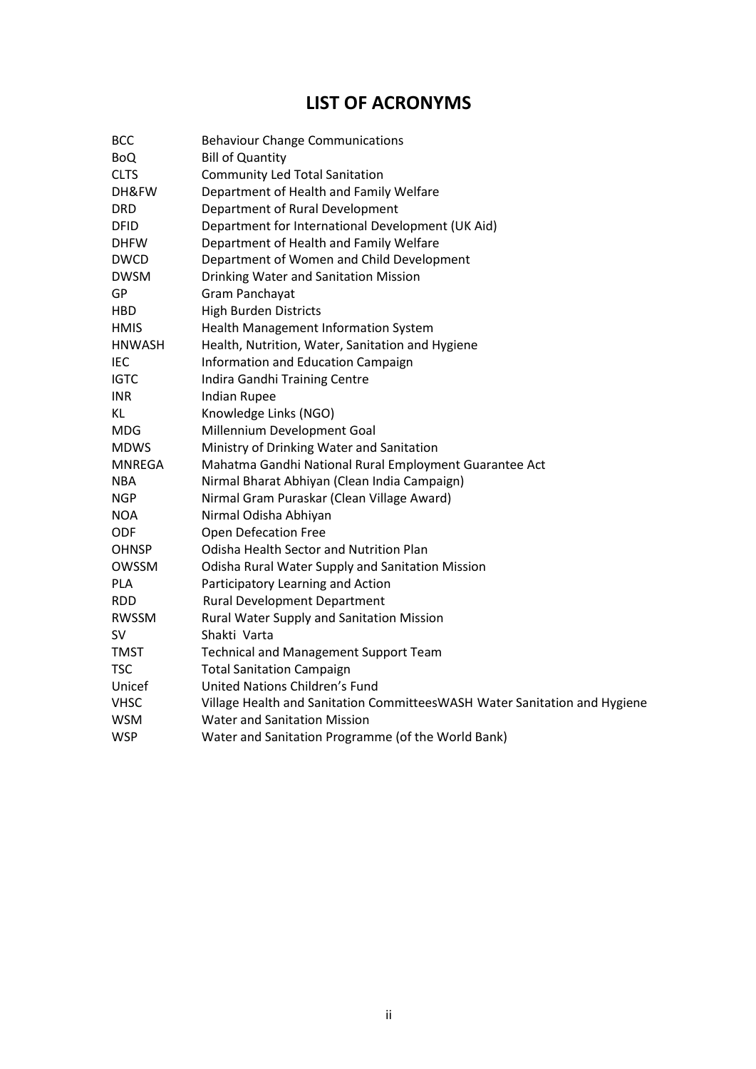# LIST OF ACRONYMS

| | |
|---|---|
| BCC | Behaviour Change Communications |
| BoQ | Bill of Quantity |
| CLTS | Community Led Total Sanitation |
| DH&FW | Department of Health and Family Welfare |
| DRD | Department of Rural Development |
| DFID | Department for International Development (UK Aid) |
| DHFW | Department of Health and Family Welfare |
| DWCD | Department of Women and Child Development |
| DWSM | Drinking Water and Sanitation Mission |
| GP | Gram Panchayat |
| HBD | High Burden Districts |
| HMIS | Health Management Information System |
| HNWASH | Health, Nutrition, Water, Sanitation and Hygiene |
| IEC | Information and Education Campaign |
| IGTC | Indira Gandhi Training Centre |
| INR | Indian Rupee |
| KL | Knowledge Links (NGO) |
| MDG | Millennium Development Goal |
| MDWS | Ministry of Drinking Water and Sanitation |
| MNREGA | Mahatma Gandhi National Rural Employment Guarantee Act |
| NBA | Nirmal Bharat Abhiyan (Clean India Campaign) |
| NGP | Nirmal Gram Puraskar (Clean Village Award) |
| NOA | Nirmal Odisha Abhiyan |
| ODF | Open Defecation Free |
| OHNSP | Odisha Health Sector and Nutrition Plan |
| OWSSM | Odisha Rural Water Supply and Sanitation Mission |
| PLA | Participatory Learning and Action |
| RDD | Rural Development Department |
| RWSSM | Rural Water Supply and Sanitation Mission |
| SV | Shakti Varta |
| TMST | Technical and Management Support Team |
| TSC | Total Sanitation Campaign |
| Unicef | United Nations Children's Fund |
| VHSC | Village Health and Sanitation CommitteesWASH Water Sanitation and Hygiene |
| WSM | Water and Sanitation Mission |
| WSP | Water and Sanitation Programme (of the World Bank) |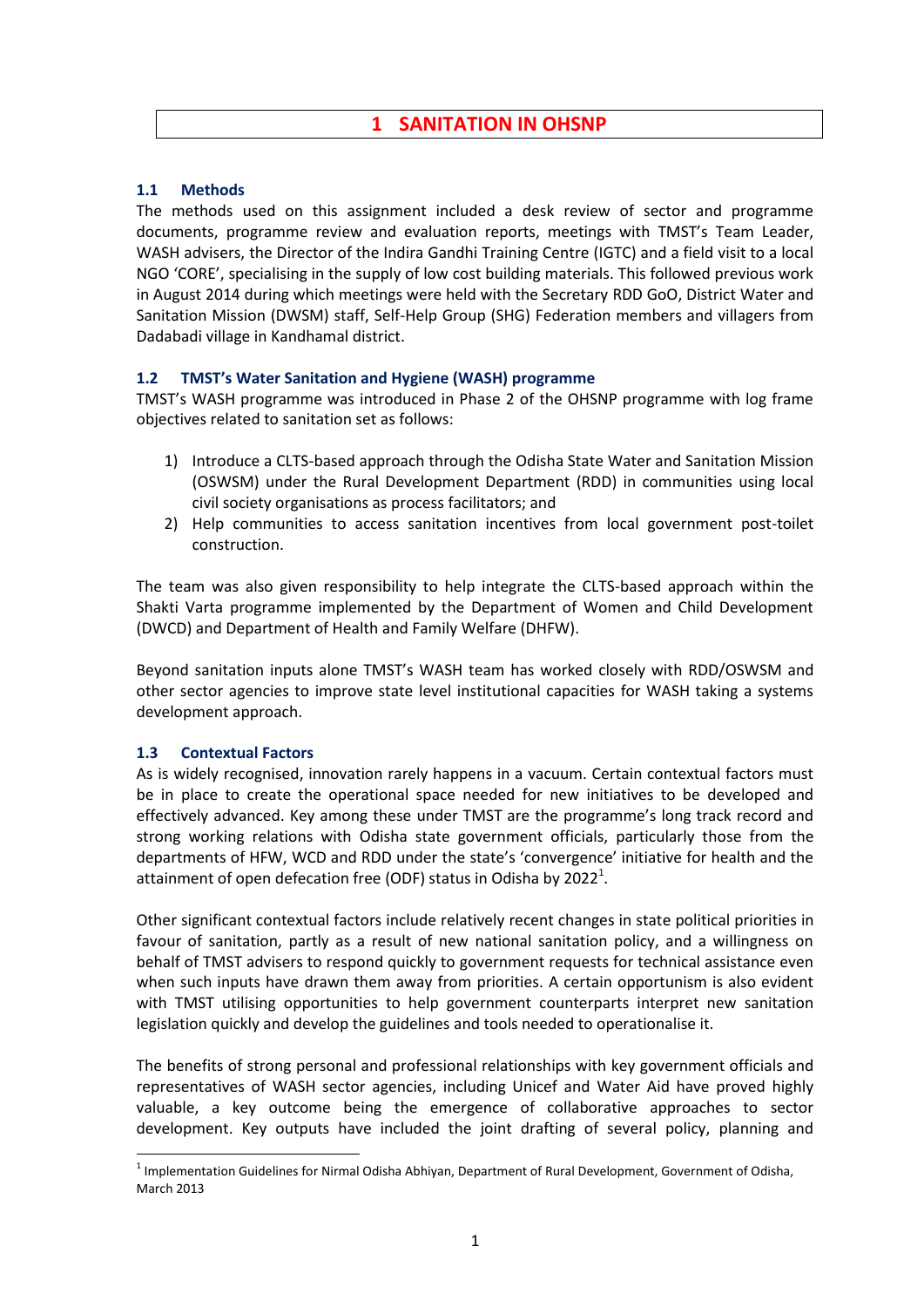# 1 SANITATION IN OHSNP

## 1.1 Methods

The methods used on this assignment included a desk review of sector and programme documents, programme review and evaluation reports, meetings with TMST's Team Leader, WASH advisers, the Director of the Indira Gandhi Training Centre (IGTC) and a field visit to a local NGO 'CORE', specialising in the supply of low cost building materials. This followed previous work in August 2014 during which meetings were held with the Secretary RDD GoO, District Water and Sanitation Mission (DWSM) staff, Self-Help Group (SHG) Federation members and villagers from Dadabadi village in Kandhamal district.

## 1.2 TMST's Water Sanitation and Hygiene (WASH) programme

TMST's WASH programme was introduced in Phase 2 of the OHSNP programme with log frame objectives related to sanitation set as follows:

1) Introduce a CLTS-based approach through the Odisha State Water and Sanitation Mission (OSWSM) under the Rural Development Department (RDD) in communities using local civil society organisations as process facilitators; and
2) Help communities to access sanitation incentives from local government post-toilet construction.

The team was also given responsibility to help integrate the CLTS-based approach within the Shakti Varta programme implemented by the Department of Women and Child Development (DWCD) and Department of Health and Family Welfare (DHFW).

Beyond sanitation inputs alone TMST's WASH team has worked closely with RDD/OSWSM and other sector agencies to improve state level institutional capacities for WASH taking a systems development approach.

## 1.3 Contextual Factors

As is widely recognised, innovation rarely happens in a vacuum. Certain contextual factors must be in place to create the operational space needed for new initiatives to be developed and effectively advanced. Key among these under TMST are the programme's long track record and strong working relations with Odisha state government officials, particularly those from the departments of HFW, WCD and RDD under the state's 'convergence' initiative for health and the attainment of open defecation free (ODF) status in Odisha by 2022[1].

Other significant contextual factors include relatively recent changes in state political priorities in favour of sanitation, partly as a result of new national sanitation policy, and a willingness on behalf of TMST advisers to respond quickly to government requests for technical assistance even when such inputs have drawn them away from priorities. A certain opportunism is also evident with TMST utilising opportunities to help government counterparts interpret new sanitation legislation quickly and develop the guidelines and tools needed to operationalise it.

The benefits of strong personal and professional relationships with key government officials and representatives of WASH sector agencies, including Unicef and Water Aid have proved highly valuable, a key outcome being the emergence of collaborative approaches to sector development. Key outputs have included the joint drafting of several policy, planning and

[1] Implementation Guidelines for Nirmal Odisha Abhiyan, Department of Rural Development, Government of Odisha, March 2013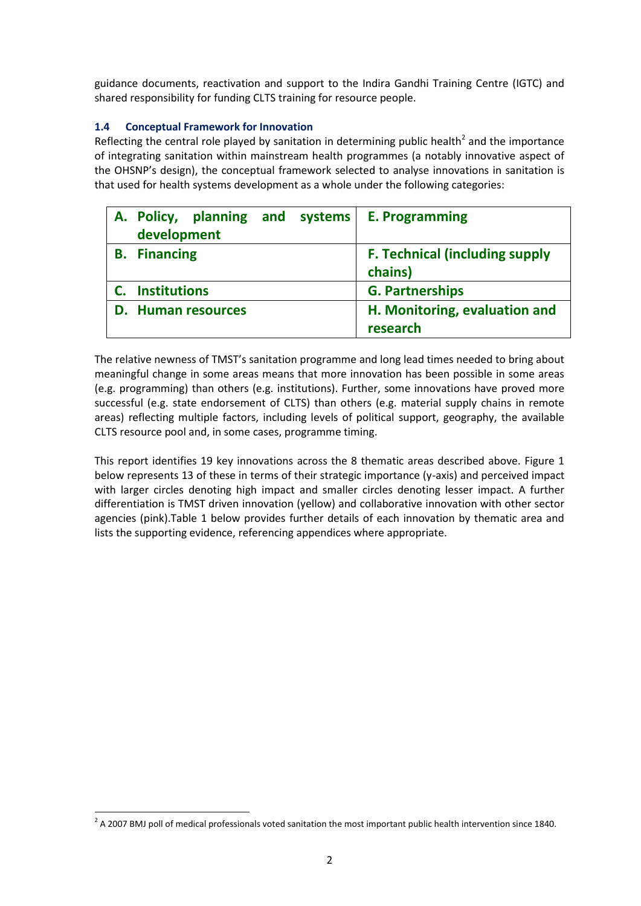guidance documents, reactivation and support to the Indira Gandhi Training Centre (IGTC) and shared responsibility for funding CLTS training for resource people.

### 1.4 Conceptual Framework for Innovation

Reflecting the central role played by sanitation in determining public health[2] and the importance of integrating sanitation within mainstream health programmes (a notably innovative aspect of the OHSNP's design), the conceptual framework selected to analyse innovations in sanitation is that used for health systems development as a whole under the following categories:

| | |
|---|---|
| **A. Policy, planning and systems development** | **E. Programming** |
| **B. Financing** | **F. Technical (including supply chains)** |
| **C. Institutions** | **G. Partnerships** |
| **D. Human resources** | **H. Monitoring, evaluation and research** |

The relative newness of TMST's sanitation programme and long lead times needed to bring about meaningful change in some areas means that more innovation has been possible in some areas (e.g. programming) than others (e.g. institutions). Further, some innovations have proved more successful (e.g. state endorsement of CLTS) than others (e.g. material supply chains in remote areas) reflecting multiple factors, including levels of political support, geography, the available CLTS resource pool and, in some cases, programme timing.

This report identifies 19 key innovations across the 8 thematic areas described above. Figure 1 below represents 13 of these in terms of their strategic importance (y-axis) and perceived impact with larger circles denoting high impact and smaller circles denoting lesser impact. A further differentiation is TMST driven innovation (yellow) and collaborative innovation with other sector agencies (pink).Table 1 below provides further details of each innovation by thematic area and lists the supporting evidence, referencing appendices where appropriate.

[2] A 2007 BMJ poll of medical professionals voted sanitation the most important public health intervention since 1840.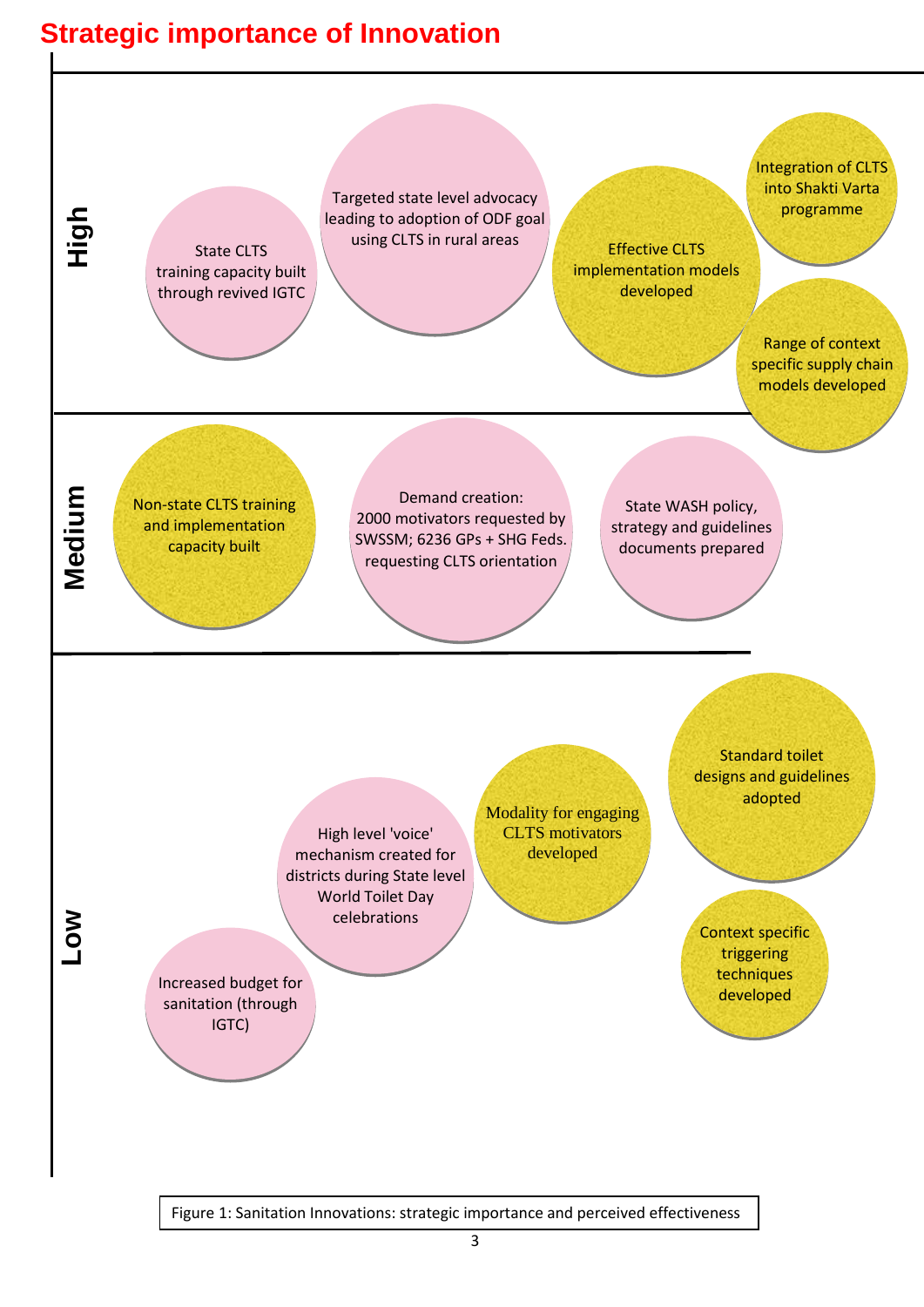## Strategic importance of Innovation

**High**

- State CLTS training capacity built through revived IGTC
- Targeted state level advocacy leading to adoption of ODF goal using CLTS in rural areas
- Effective CLTS implementation models developed
- Integration of CLTS into Shakti Varta programme
- Range of context specific supply chain models developed

**Medium**

- Non-state CLTS training and implementation capacity built
- Demand creation: 2000 motivators requested by SWSSM; 6236 GPs + SHG Feds. requesting CLTS orientation
- State WASH policy, strategy and guidelines documents prepared

**Low**

- Increased budget for sanitation (through IGTC)
- High level 'voice' mechanism created for districts during State level World Toilet Day celebrations
- Modality for engaging CLTS motivators developed
- Standard toilet designs and guidelines adopted
- Context specific triggering techniques developed

Figure 1: Sanitation Innovations: strategic importance and perceived effectiveness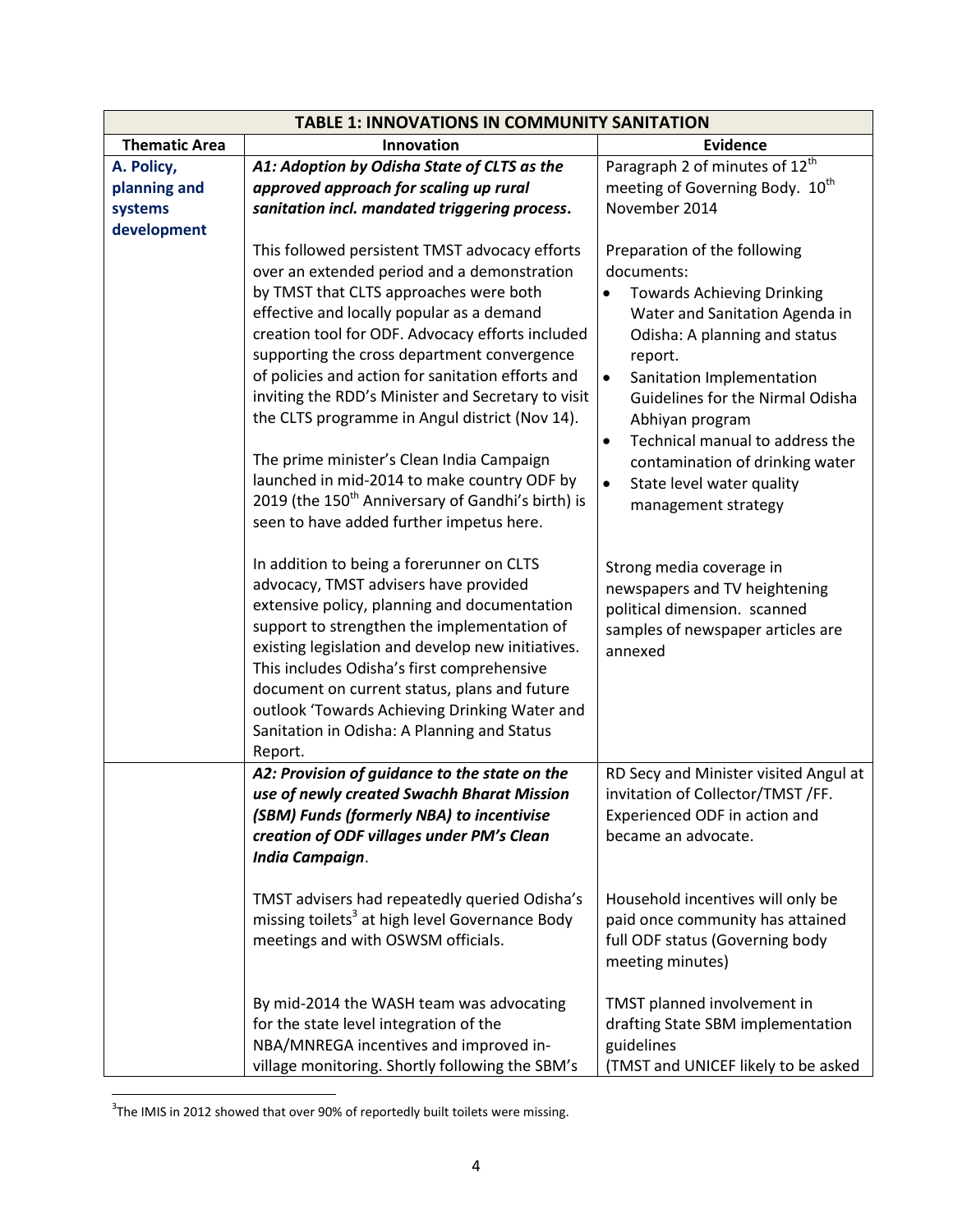| TABLE 1: INNOVATIONS IN COMMUNITY SANITATION | | |
|---|---|---|
| **Thematic Area** | **Innovation** | **Evidence** |
| **A. Policy, planning and systems development** | ***A1: Adoption by Odisha State of CLTS as the approved approach for scaling up rural sanitation incl. mandated triggering process.*** | Paragraph 2 of minutes of 12th meeting of Governing Body. 10th November 2014 |
| | This followed persistent TMST advocacy efforts over an extended period and a demonstration by TMST that CLTS approaches were both effective and locally popular as a demand creation tool for ODF. Advocacy efforts included supporting the cross department convergence of policies and action for sanitation efforts and inviting the RDD's Minister and Secretary to visit the CLTS programme in Angul district (Nov 14).<br><br>The prime minister's Clean India Campaign launched in mid-2014 to make country ODF by 2019 (the 150th Anniversary of Gandhi's birth) is seen to have added further impetus here. | Preparation of the following documents:<br>• Towards Achieving Drinking Water and Sanitation Agenda in Odisha: A planning and status report.<br>• Sanitation Implementation Guidelines for the Nirmal Odisha Abhiyan program<br>• Technical manual to address the contamination of drinking water<br>• State level water quality management strategy |
| | In addition to being a forerunner on CLTS advocacy, TMST advisers have provided extensive policy, planning and documentation support to strengthen the implementation of existing legislation and develop new initiatives. This includes Odisha's first comprehensive document on current status, plans and future outlook 'Towards Achieving Drinking Water and Sanitation in Odisha: A Planning and Status Report. | Strong media coverage in newspapers and TV heightening political dimension. scanned samples of newspaper articles are annexed |
| | ***A2: Provision of guidance to the state on the use of newly created Swachh Bharat Mission (SBM) Funds (formerly NBA) to incentivise creation of ODF villages under PM's Clean India Campaign.*** | RD Secy and Minister visited Angul at invitation of Collector/TMST /FF. Experienced ODF in action and became an advocate. |
| | TMST advisers had repeatedly queried Odisha's missing toilets[3] at high level Governance Body meetings and with OSWSM officials. | Household incentives will only be paid once community has attained full ODF status (Governing body meeting minutes) |
| | By mid-2014 the WASH team was advocating for the state level integration of the NBA/MNREGA incentives and improved in-village monitoring. Shortly following the SBM's | TMST planned involvement in drafting State SBM implementation guidelines<br>(TMST and UNICEF likely to be asked |

[3] The IMIS in 2012 showed that over 90% of reportedly built toilets were missing.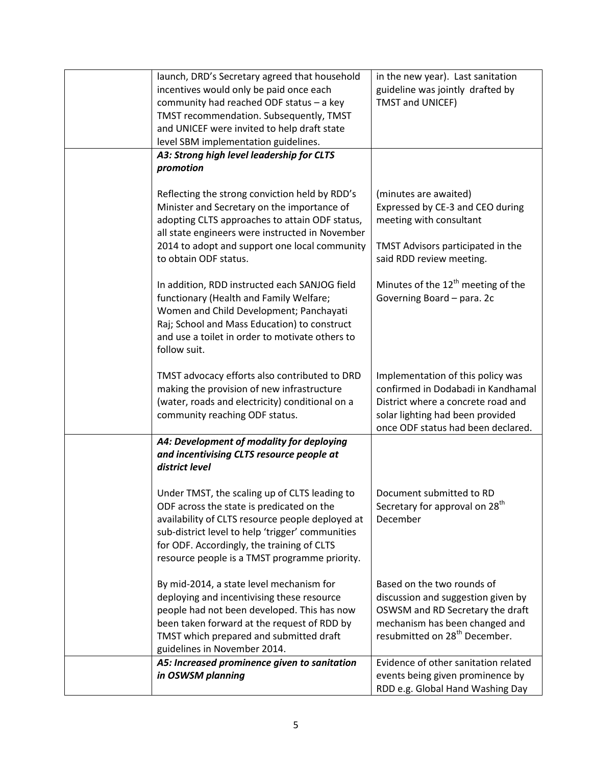| | | |
|---|---|---|
| | launch, DRD's Secretary agreed that household incentives would only be paid once each community had reached ODF status – a key TMST recommendation. Subsequently, TMST and UNICEF were invited to help draft state level SBM implementation guidelines. | in the new year). Last sanitation guideline was jointly drafted by TMST and UNICEF) |
| | ***A3: Strong high level leadership for CLTS promotion***<br><br>Reflecting the strong conviction held by RDD's Minister and Secretary on the importance of adopting CLTS approaches to attain ODF status, all state engineers were instructed in November 2014 to adopt and support one local community to obtain ODF status.<br><br>In addition, RDD instructed each SANJOG field functionary (Health and Family Welfare; Women and Child Development; Panchayati Raj; School and Mass Education) to construct and use a toilet in order to motivate others to follow suit.<br><br>TMST advocacy efforts also contributed to DRD making the provision of new infrastructure (water, roads and electricity) conditional on a community reaching ODF status. | (minutes are awaited)<br>Expressed by CE-3 and CEO during meeting with consultant<br><br>TMST Advisors participated in the said RDD review meeting.<br><br>Minutes of the 12th meeting of the Governing Board – para. 2c<br><br>Implementation of this policy was confirmed in Dodabadi in Kandhamal District where a concrete road and solar lighting had been provided once ODF status had been declared. |
| | ***A4: Development of modality for deploying and incentivising CLTS resource people at district level***<br><br>Under TMST, the scaling up of CLTS leading to ODF across the state is predicated on the availability of CLTS resource people deployed at sub-district level to help 'trigger' communities for ODF. Accordingly, the training of CLTS resource people is a TMST programme priority.<br><br>By mid-2014, a state level mechanism for deploying and incentivising these resource people had not been developed. This has now been taken forward at the request of RDD by TMST which prepared and submitted draft guidelines in November 2014. | Document submitted to RD Secretary for approval on 28th December<br><br>Based on the two rounds of discussion and suggestion given by OSWSM and RD Secretary the draft mechanism has been changed and resubmitted on 28th December. |
| | ***A5: Increased prominence given to sanitation in OSWSM planning*** | Evidence of other sanitation related events being given prominence by RDD e.g. Global Hand Washing Day |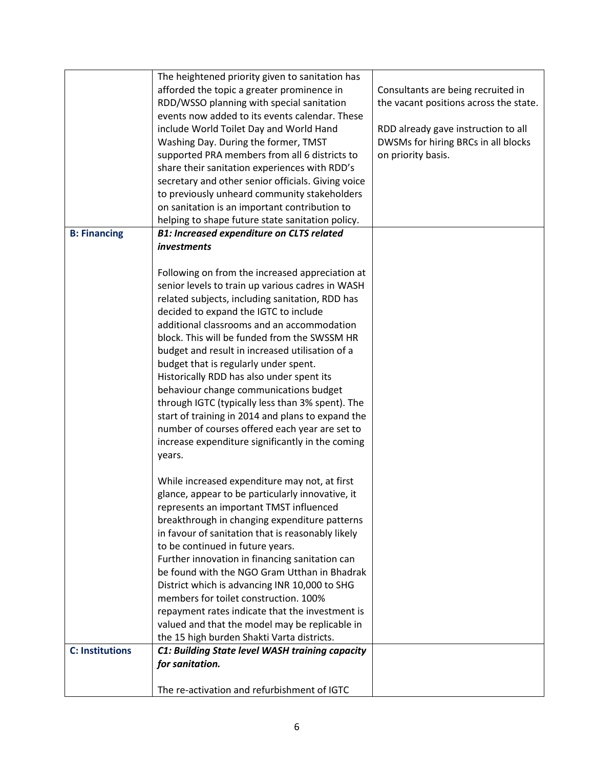| | | |
|---|---|---|
| | The heightened priority given to sanitation has afforded the topic a greater prominence in RDD/WSSO planning with special sanitation events now added to its events calendar. These include World Toilet Day and World Hand Washing Day. During the former, TMST supported PRA members from all 6 districts to share their sanitation experiences with RDD's secretary and other senior officials. Giving voice to previously unheard community stakeholders on sanitation is an important contribution to helping to shape future state sanitation policy. | Consultants are being recruited in the vacant positions across the state.<br><br>RDD already gave instruction to all DWSMs for hiring BRCs in all blocks on priority basis. |
| **B: Financing** | ***B1: Increased expenditure on CLTS related investments***<br><br>Following on from the increased appreciation at senior levels to train up various cadres in WASH related subjects, including sanitation, RDD has decided to expand the IGTC to include additional classrooms and an accommodation block. This will be funded from the SWSSM HR budget and result in increased utilisation of a budget that is regularly under spent. Historically RDD has also under spent its behaviour change communications budget through IGTC (typically less than 3% spent). The start of training in 2014 and plans to expand the number of courses offered each year are set to increase expenditure significantly in the coming years.<br><br>While increased expenditure may not, at first glance, appear to be particularly innovative, it represents an important TMST influenced breakthrough in changing expenditure patterns in favour of sanitation that is reasonably likely to be continued in future years.<br>Further innovation in financing sanitation can be found with the NGO Gram Utthan in Bhadrak District which is advancing INR 10,000 to SHG members for toilet construction. 100% repayment rates indicate that the investment is valued and that the model may be replicable in the 15 high burden Shakti Varta districts. | |
| **C: Institutions** | ***C1: Building State level WASH training capacity for sanitation.***<br><br>The re-activation and refurbishment of IGTC | |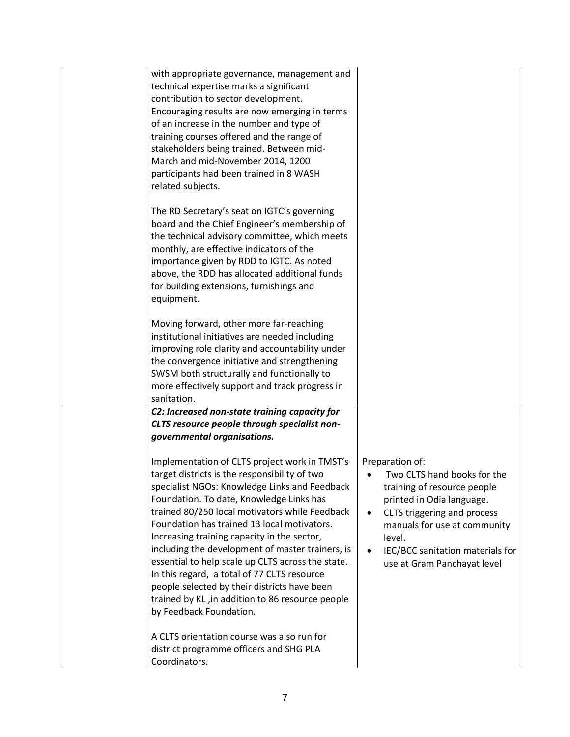| | | |
|---|---|---|
| | with appropriate governance, management and technical expertise marks a significant contribution to sector development. Encouraging results are now emerging in terms of an increase in the number and type of training courses offered and the range of stakeholders being trained. Between mid-March and mid-November 2014, 1200 participants had been trained in 8 WASH related subjects.<br><br>The RD Secretary's seat on IGTC's governing board and the Chief Engineer's membership of the technical advisory committee, which meets monthly, are effective indicators of the importance given by RDD to IGTC. As noted above, the RDD has allocated additional funds for building extensions, furnishings and equipment.<br><br>Moving forward, other more far-reaching institutional initiatives are needed including improving role clarity and accountability under the convergence initiative and strengthening SWSM both structurally and functionally to more effectively support and track progress in sanitation. | |
| | ***C2: Increased non-state training capacity for CLTS resource people through specialist non-governmental organisations.***<br><br>Implementation of CLTS project work in TMST's target districts is the responsibility of two specialist NGOs: Knowledge Links and Feedback Foundation. To date, Knowledge Links has trained 80/250 local motivators while Feedback Foundation has trained 13 local motivators. Increasing training capacity in the sector, including the development of master trainers, is essential to help scale up CLTS across the state. In this regard, a total of 77 CLTS resource people selected by their districts have been trained by KL ,in addition to 86 resource people by Feedback Foundation.<br><br>A CLTS orientation course was also run for district programme officers and SHG PLA Coordinators. | Preparation of:<br>• Two CLTS hand books for the training of resource people printed in Odia language.<br>• CLTS triggering and process manuals for use at community level.<br>• IEC/BCC sanitation materials for use at Gram Panchayat level |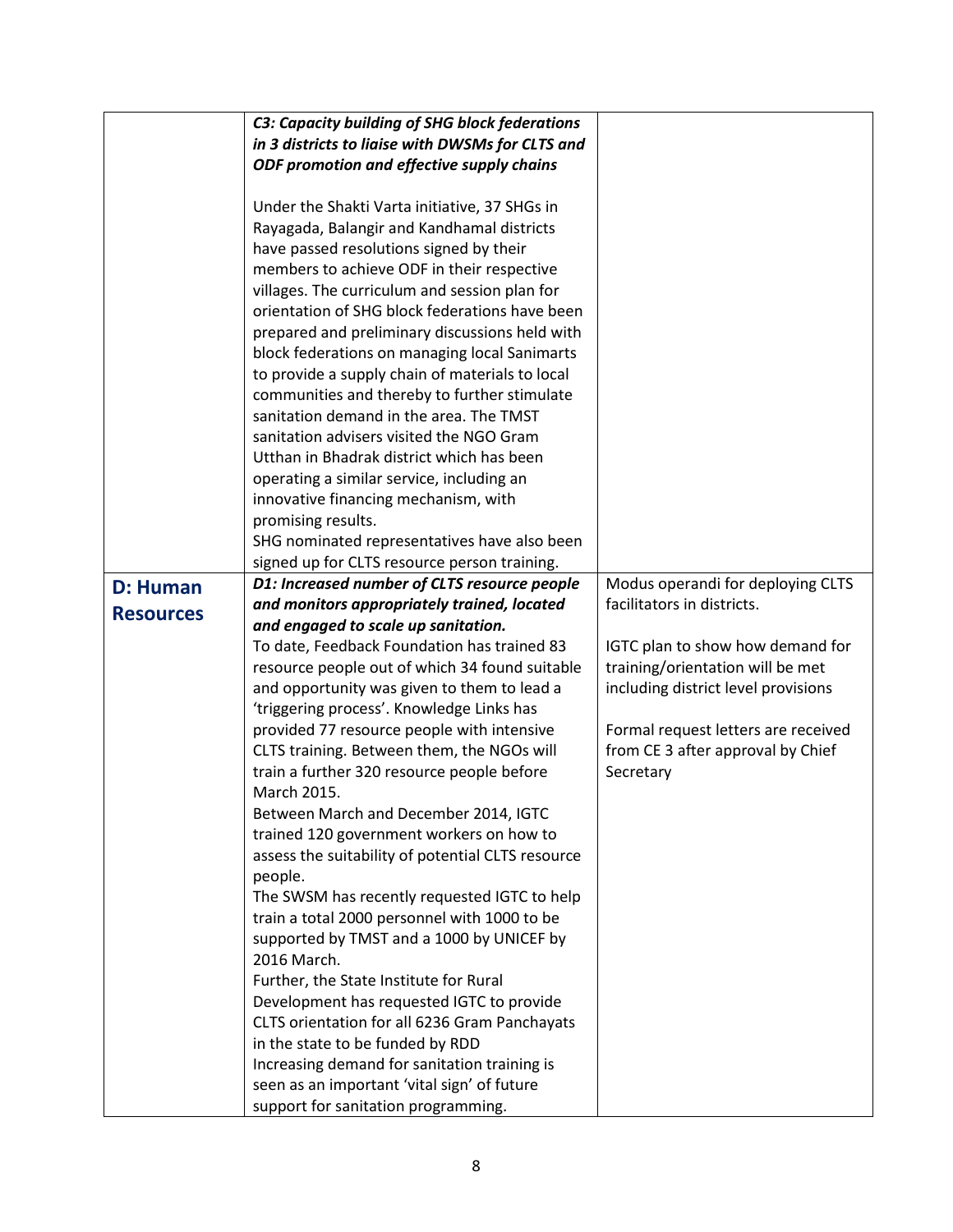| | | |
|---|---|---|
| | ***C3: Capacity building of SHG block federations in 3 districts to liaise with DWSMs for CLTS and ODF promotion and effective supply chains***<br><br>Under the Shakti Varta initiative, 37 SHGs in Rayagada, Balangir and Kandhamal districts have passed resolutions signed by their members to achieve ODF in their respective villages. The curriculum and session plan for orientation of SHG block federations have been prepared and preliminary discussions held with block federations on managing local Sanimarts to provide a supply chain of materials to local communities and thereby to further stimulate sanitation demand in the area. The TMST sanitation advisers visited the NGO Gram Utthan in Bhadrak district which has been operating a similar service, including an innovative financing mechanism, with promising results.<br>SHG nominated representatives have also been signed up for CLTS resource person training. | |
| **D: Human Resources** | ***D1: Increased number of CLTS resource people and monitors appropriately trained, located and engaged to scale up sanitation.***<br>To date, Feedback Foundation has trained 83 resource people out of which 34 found suitable and opportunity was given to them to lead a 'triggering process'. Knowledge Links has provided 77 resource people with intensive CLTS training. Between them, the NGOs will train a further 320 resource people before March 2015.<br>Between March and December 2014, IGTC trained 120 government workers on how to assess the suitability of potential CLTS resource people.<br>The SWSM has recently requested IGTC to help train a total 2000 personnel with 1000 to be supported by TMST and a 1000 by UNICEF by 2016 March.<br>Further, the State Institute for Rural Development has requested IGTC to provide CLTS orientation for all 6236 Gram Panchayats in the state to be funded by RDD<br>Increasing demand for sanitation training is seen as an important 'vital sign' of future support for sanitation programming. | Modus operandi for deploying CLTS facilitators in districts.<br><br>IGTC plan to show how demand for training/orientation will be met including district level provisions<br><br>Formal request letters are received from CE 3 after approval by Chief Secretary |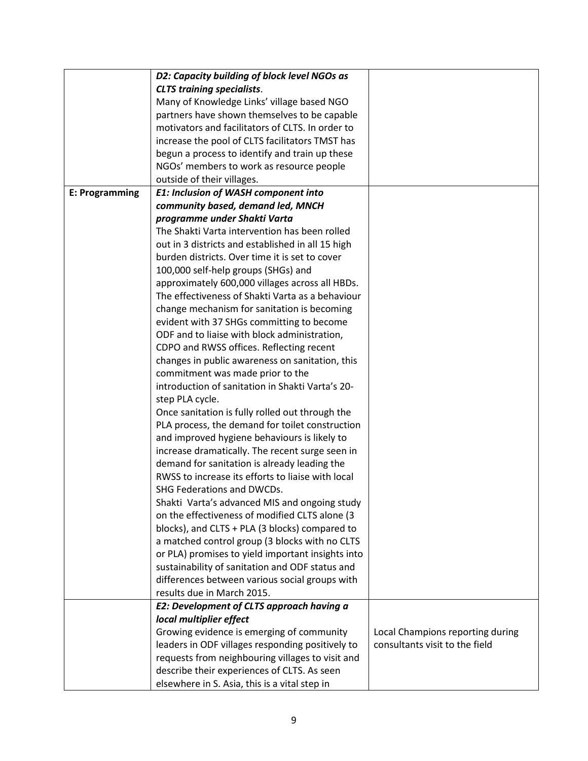| | | |
|---|---|---|
| | ***D2: Capacity building of block level NGOs as CLTS training specialists*.** Many of Knowledge Links' village based NGO partners have shown themselves to be capable motivators and facilitators of CLTS. In order to increase the pool of CLTS facilitators TMST has begun a process to identify and train up these NGOs' members to work as resource people outside of their villages. | |
| **E: Programming** | ***E1: Inclusion of WASH component into community based, demand led, MNCH programme under Shakti Varta*** The Shakti Varta intervention has been rolled out in 3 districts and established in all 15 high burden districts. Over time it is set to cover 100,000 self-help groups (SHGs) and approximately 600,000 villages across all HBDs. The effectiveness of Shakti Varta as a behaviour change mechanism for sanitation is becoming evident with 37 SHGs committing to become ODF and to liaise with block administration, CDPO and RWSS offices. Reflecting recent changes in public awareness on sanitation, this commitment was made prior to the introduction of sanitation in Shakti Varta's 20-step PLA cycle. Once sanitation is fully rolled out through the PLA process, the demand for toilet construction and improved hygiene behaviours is likely to increase dramatically. The recent surge seen in demand for sanitation is already leading the RWSS to increase its efforts to liaise with local SHG Federations and DWCDs. Shakti Varta's advanced MIS and ongoing study on the effectiveness of modified CLTS alone (3 blocks), and CLTS + PLA (3 blocks) compared to a matched control group (3 blocks with no CLTS or PLA) promises to yield important insights into sustainability of sanitation and ODF status and differences between various social groups with results due in March 2015. | |
| | ***E2: Development of CLTS approach having a local multiplier effect*** Growing evidence is emerging of community leaders in ODF villages responding positively to requests from neighbouring villages to visit and describe their experiences of CLTS. As seen elsewhere in S. Asia, this is a vital step in | Local Champions reporting during consultants visit to the field |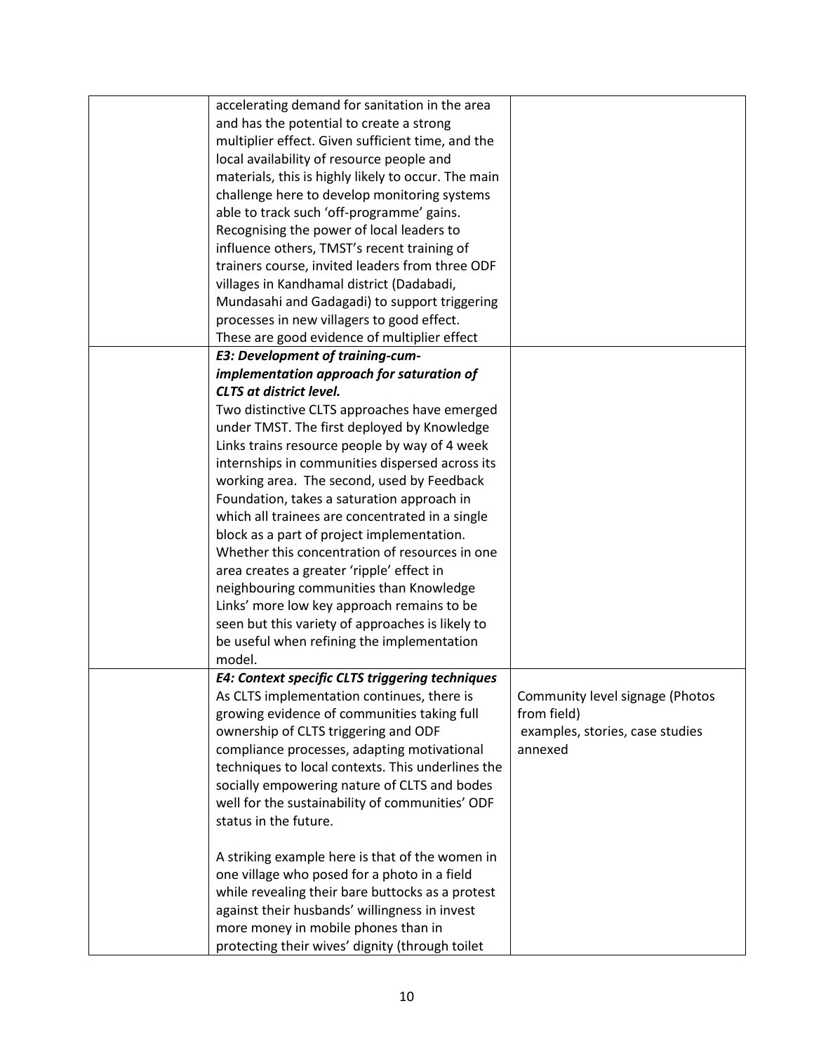| | | |
|---|---|---|
| | accelerating demand for sanitation in the area and has the potential to create a strong multiplier effect. Given sufficient time, and the local availability of resource people and materials, this is highly likely to occur. The main challenge here to develop monitoring systems able to track such 'off-programme' gains. Recognising the power of local leaders to influence others, TMST's recent training of trainers course, invited leaders from three ODF villages in Kandhamal district (Dadabadi, Mundasahi and Gadagadi) to support triggering processes in new villagers to good effect. These are good evidence of multiplier effect | |
| | ***E3: Development of training-cum-implementation approach for saturation of CLTS at district level.*** Two distinctive CLTS approaches have emerged under TMST. The first deployed by Knowledge Links trains resource people by way of 4 week internships in communities dispersed across its working area. The second, used by Feedback Foundation, takes a saturation approach in which all trainees are concentrated in a single block as a part of project implementation. Whether this concentration of resources in one area creates a greater 'ripple' effect in neighbouring communities than Knowledge Links' more low key approach remains to be seen but this variety of approaches is likely to be useful when refining the implementation model. | |
| | ***E4: Context specific CLTS triggering techniques*** As CLTS implementation continues, there is growing evidence of communities taking full ownership of CLTS triggering and ODF compliance processes, adapting motivational techniques to local contexts. This underlines the socially empowering nature of CLTS and bodes well for the sustainability of communities' ODF status in the future. <br><br> A striking example here is that of the women in one village who posed for a photo in a field while revealing their bare buttocks as a protest against their husbands' willingness in invest more money in mobile phones than in protecting their wives' dignity (through toilet | Community level signage (Photos from field) examples, stories, case studies annexed |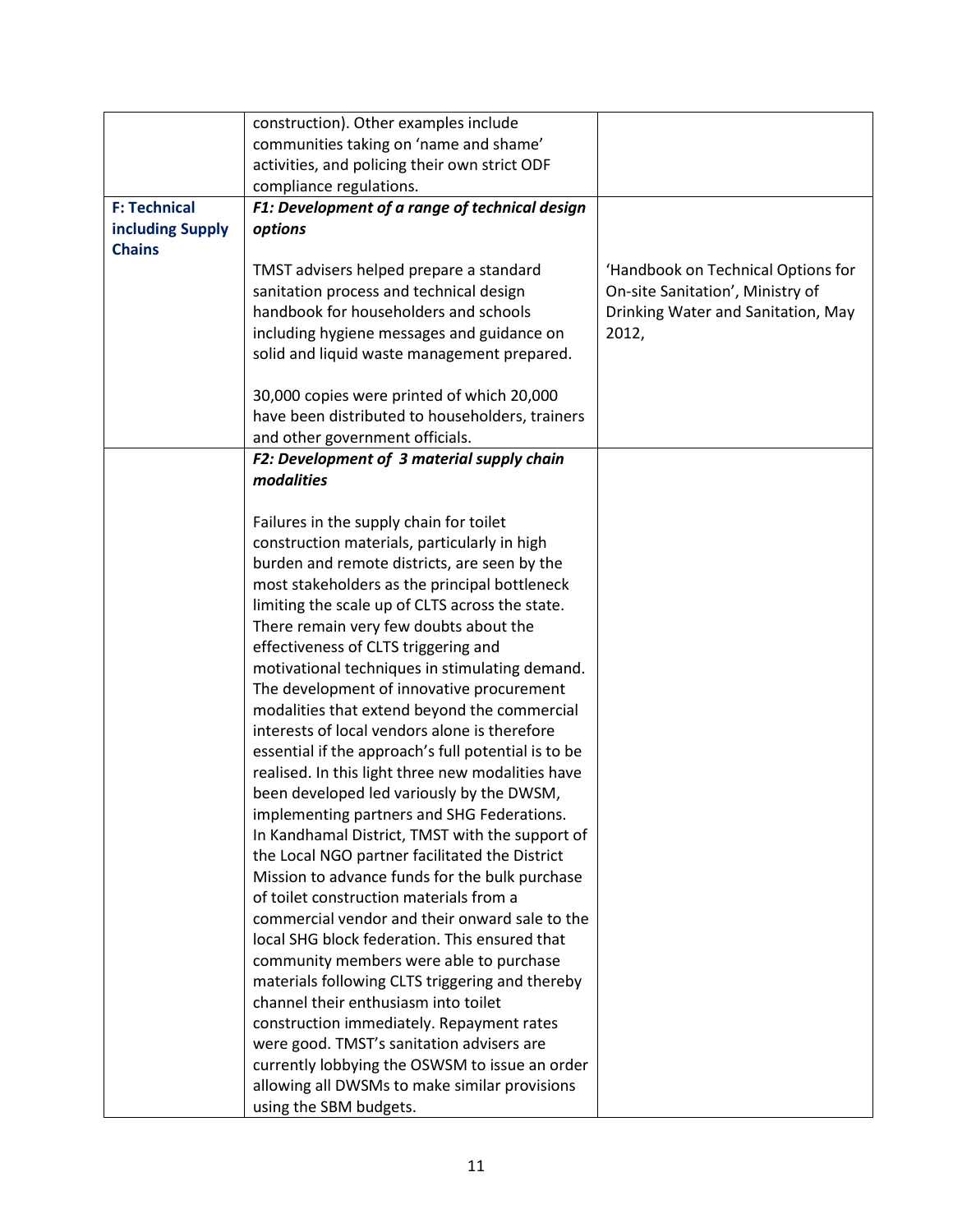| | | |
|---|---|---|
| | construction). Other examples include communities taking on 'name and shame' activities, and policing their own strict ODF compliance regulations. | |
| **F: Technical including Supply Chains** | ***F1: Development of a range of technical design options***<br><br>TMST advisers helped prepare a standard sanitation process and technical design handbook for householders and schools including hygiene messages and guidance on solid and liquid waste management prepared.<br><br>30,000 copies were printed of which 20,000 have been distributed to householders, trainers and other government officials. | 'Handbook on Technical Options for On-site Sanitation', Ministry of Drinking Water and Sanitation, May 2012, |
| | ***F2: Development of 3 material supply chain modalities***<br><br>Failures in the supply chain for toilet construction materials, particularly in high burden and remote districts, are seen by the most stakeholders as the principal bottleneck limiting the scale up of CLTS across the state. There remain very few doubts about the effectiveness of CLTS triggering and motivational techniques in stimulating demand. The development of innovative procurement modalities that extend beyond the commercial interests of local vendors alone is therefore essential if the approach's full potential is to be realised. In this light three new modalities have been developed led variously by the DWSM, implementing partners and SHG Federations. In Kandhamal District, TMST with the support of the Local NGO partner facilitated the District Mission to advance funds for the bulk purchase of toilet construction materials from a commercial vendor and their onward sale to the local SHG block federation. This ensured that community members were able to purchase materials following CLTS triggering and thereby channel their enthusiasm into toilet construction immediately. Repayment rates were good. TMST's sanitation advisers are currently lobbying the OSWSM to issue an order allowing all DWSMs to make similar provisions using the SBM budgets. | |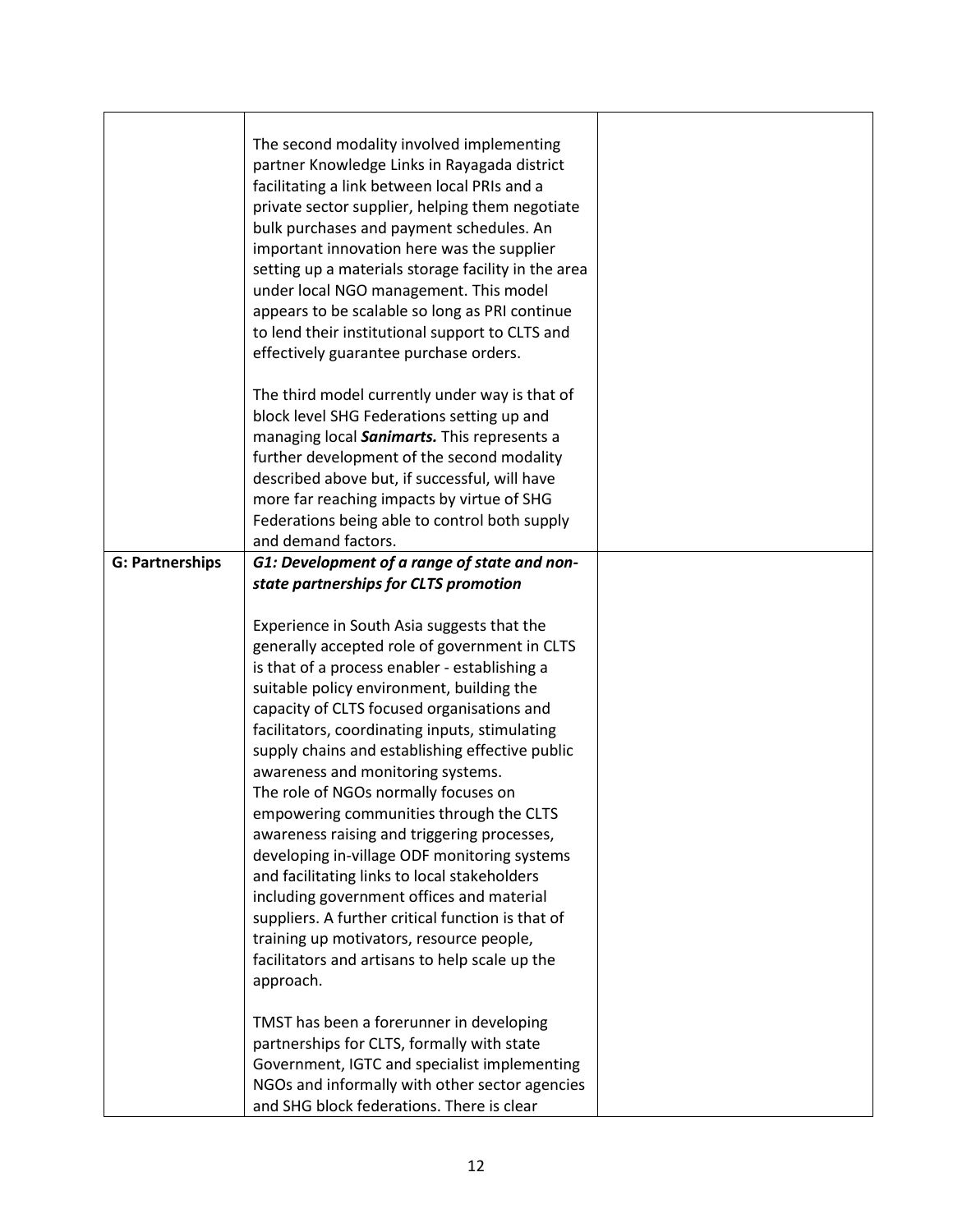|  |  |  |
|---|---|---|
|  | The second modality involved implementing partner Knowledge Links in Rayagada district facilitating a link between local PRIs and a private sector supplier, helping them negotiate bulk purchases and payment schedules. An important innovation here was the supplier setting up a materials storage facility in the area under local NGO management. This model appears to be scalable so long as PRI continue to lend their institutional support to CLTS and effectively guarantee purchase orders.<br><br>The third model currently under way is that of block level SHG Federations setting up and managing local ***Sanimarts.*** This represents a further development of the second modality described above but, if successful, will have more far reaching impacts by virtue of SHG Federations being able to control both supply and demand factors. |  |
| **G: Partnerships** | ***G1: Development of a range of state and non-state partnerships for CLTS promotion***<br><br>Experience in South Asia suggests that the generally accepted role of government in CLTS is that of a process enabler - establishing a suitable policy environment, building the capacity of CLTS focused organisations and facilitators, coordinating inputs, stimulating supply chains and establishing effective public awareness and monitoring systems.<br>The role of NGOs normally focuses on empowering communities through the CLTS awareness raising and triggering processes, developing in-village ODF monitoring systems and facilitating links to local stakeholders including government offices and material suppliers. A further critical function is that of training up motivators, resource people, facilitators and artisans to help scale up the approach.<br><br>TMST has been a forerunner in developing partnerships for CLTS, formally with state Government, IGTC and specialist implementing NGOs and informally with other sector agencies and SHG block federations. There is clear |  |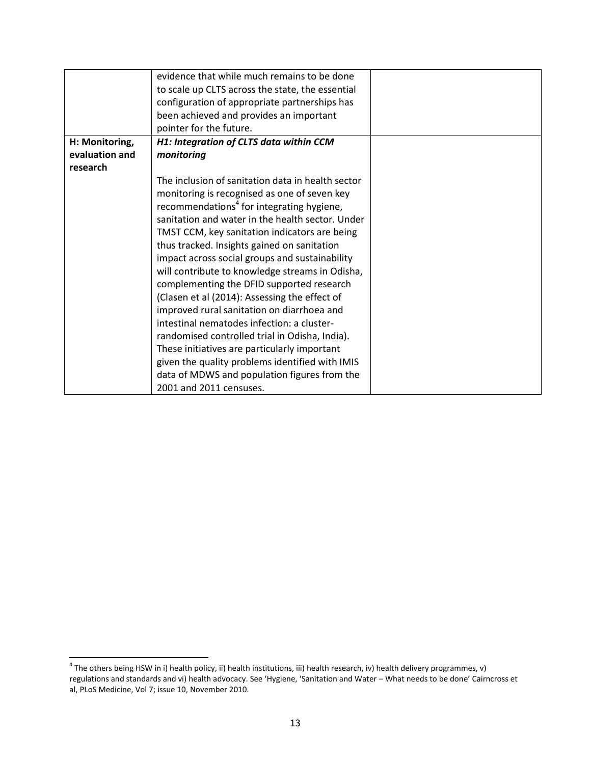| | | |
|---|---|---|
| | evidence that while much remains to be done to scale up CLTS across the state, the essential configuration of appropriate partnerships has been achieved and provides an important pointer for the future. | |
| **H: Monitoring, evaluation and research** | ***H1: Integration of CLTS data within CCM monitoring***<br><br>The inclusion of sanitation data in health sector monitoring is recognised as one of seven key recommendations[4] for integrating hygiene, sanitation and water in the health sector. Under TMST CCM, key sanitation indicators are being thus tracked. Insights gained on sanitation impact across social groups and sustainability will contribute to knowledge streams in Odisha, complementing the DFID supported research (Clasen et al (2014): Assessing the effect of improved rural sanitation on diarrhoea and intestinal nematodes infection: a cluster-randomised controlled trial in Odisha, India). These initiatives are particularly important given the quality problems identified with IMIS data of MDWS and population figures from the 2001 and 2011 censuses. | |

[4] The others being HSW in i) health policy, ii) health institutions, iii) health research, iv) health delivery programmes, v) regulations and standards and vi) health advocacy. See 'Hygiene, 'Sanitation and Water – What needs to be done' Cairncross et al, PLoS Medicine, Vol 7; issue 10, November 2010.